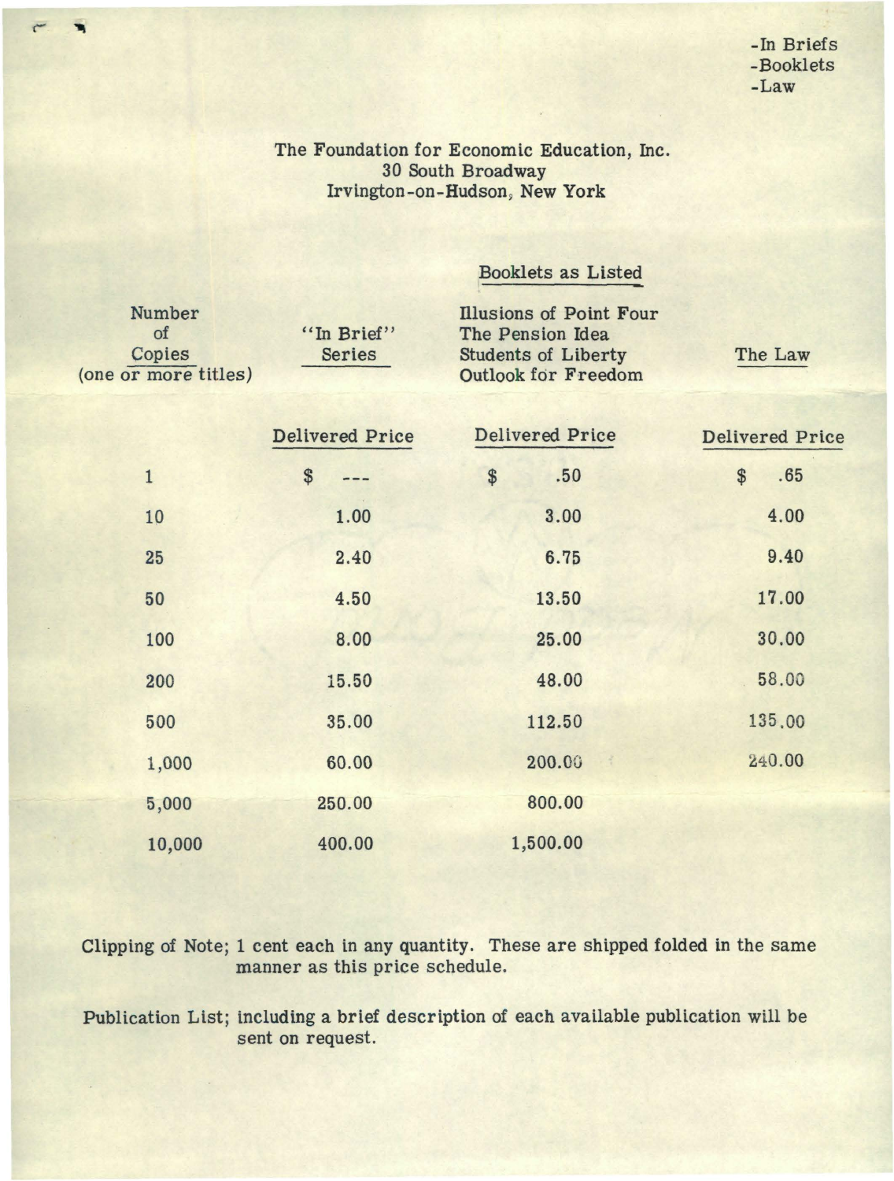-In Briefs
-Booklets
-Law

The Foundation for Economic Education, Inc.
30 South Broadway
Irvington-on-Hudson, New York

| Number of Copies (one or more titles) | "In Brief" Series | Booklets as Listed: Illusions of Point Four, The Pension Idea, Students of Liberty, Outlook for Freedom | The Law |
|---|---|---|---|
| | Delivered Price | Delivered Price | Delivered Price |
| 1 | $ --- | $ .50 | $ .65 |
| 10 | 1.00 | 3.00 | 4.00 |
| 25 | 2.40 | 6.75 | 9.40 |
| 50 | 4.50 | 13.50 | 17.00 |
| 100 | 8.00 | 25.00 | 30.00 |
| 200 | 15.50 | 48.00 | 58.00 |
| 500 | 35.00 | 112.50 | 135.00 |
| 1,000 | 60.00 | 200.00 | 240.00 |
| 5,000 | 250.00 | 800.00 | |
| 10,000 | 400.00 | 1,500.00 | |

Clipping of Note; 1 cent each in any quantity. These are shipped folded in the same manner as this price schedule.

Publication List; including a brief description of each available publication will be sent on request.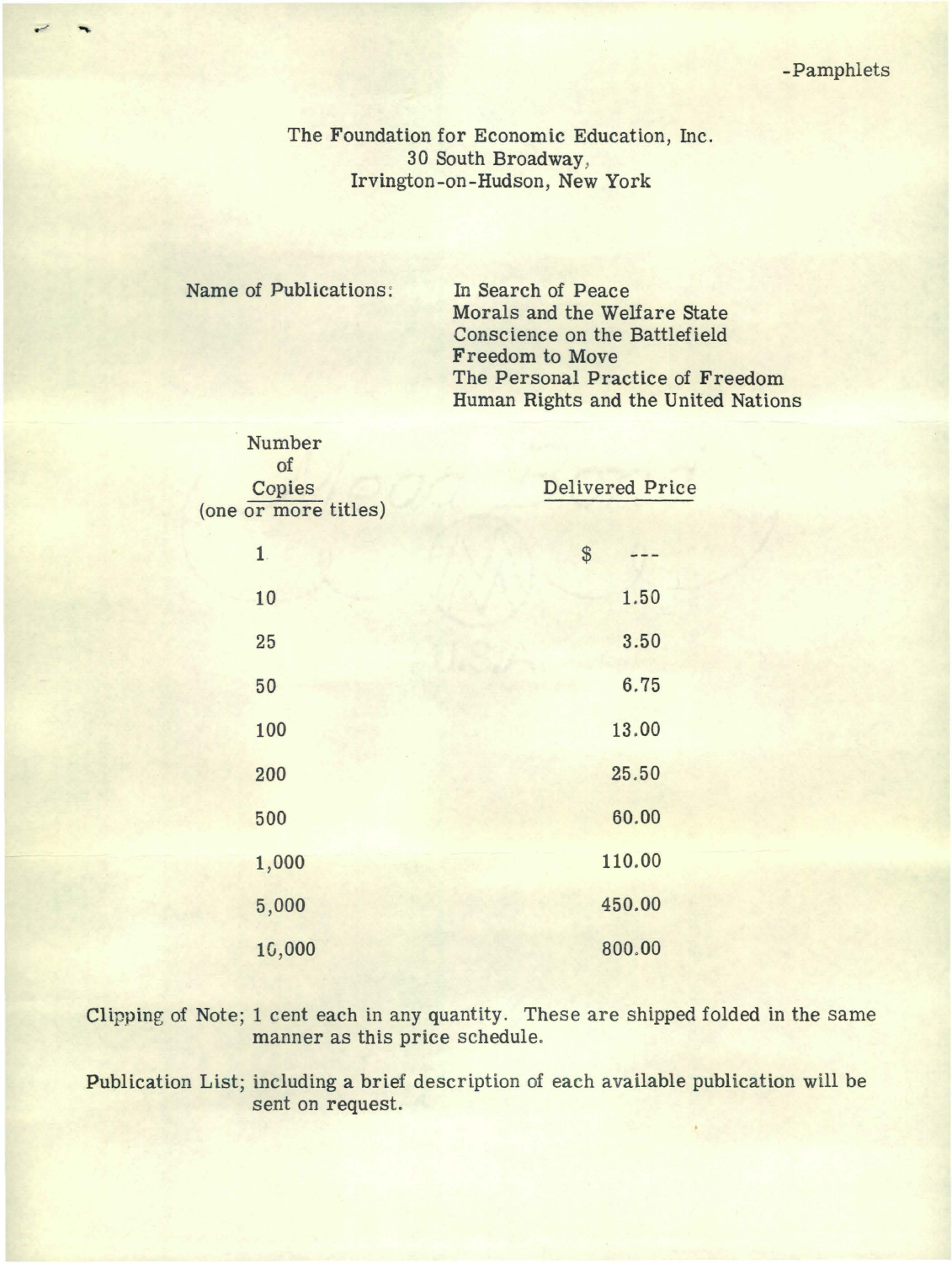-Pamphlets

The Foundation for Economic Education, Inc.
30 South Broadway,
Irvington-on-Hudson, New York

Name of Publications:

In Search of Peace
Morals and the Welfare State
Conscience on the Battlefield
Freedom to Move
The Personal Practice of Freedom
Human Rights and the United Nations

| Number of Copies (one or more titles) | Delivered Price |
|---|---|
| 1 | $ --- |
| 10 | 1.50 |
| 25 | 3.50 |
| 50 | 6.75 |
| 100 | 13.00 |
| 200 | 25.50 |
| 500 | 60.00 |
| 1,000 | 110.00 |
| 5,000 | 450.00 |
| 10,000 | 800.00 |

Clipping of Note; 1 cent each in any quantity. These are shipped folded in the same manner as this price schedule.

Publication List; including a brief description of each available publication will be sent on request.